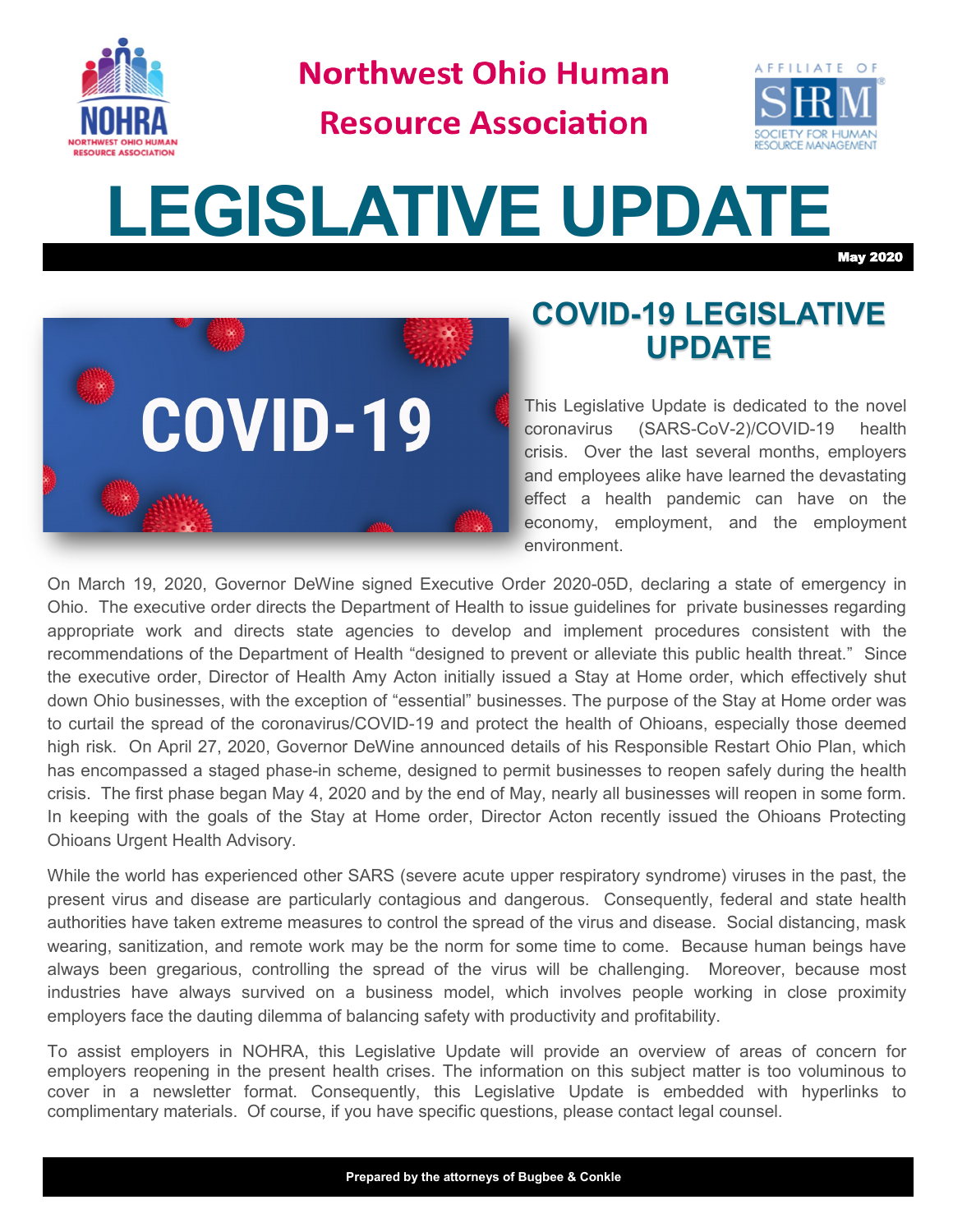# Northwest Ohio Human Resource Association

# LEGISLATIVE UPDATE

**May 2020**

## COVID-19 LEGISLATIVE UPDATE

This Legislative Update is dedicated to the novel coronavirus (SARS-CoV-2)/COVID-19 health crisis. Over the last several months, employers and employees alike have learned the devastating effect a health pandemic can have on the economy, employment, and the employment environment.

On March 19, 2020, Governor DeWine signed Executive Order 2020-05D, declaring a state of emergency in Ohio. The executive order directs the Department of Health to issue guidelines for private businesses regarding appropriate work and directs state agencies to develop and implement procedures consistent with the recommendations of the Department of Health "designed to prevent or alleviate this public health threat." Since the executive order, Director of Health Amy Acton initially issued a Stay at Home order, which effectively shut down Ohio businesses, with the exception of "essential" businesses. The purpose of the Stay at Home order was to curtail the spread of the coronavirus/COVID-19 and protect the health of Ohioans, especially those deemed high risk. On April 27, 2020, Governor DeWine announced details of his Responsible Restart Ohio Plan, which has encompassed a staged phase-in scheme, designed to permit businesses to reopen safely during the health crisis. The first phase began May 4, 2020 and by the end of May, nearly all businesses will reopen in some form. In keeping with the goals of the Stay at Home order, Director Acton recently issued the Ohioans Protecting Ohioans Urgent Health Advisory.

While the world has experienced other SARS (severe acute upper respiratory syndrome) viruses in the past, the present virus and disease are particularly contagious and dangerous. Consequently, federal and state health authorities have taken extreme measures to control the spread of the virus and disease. Social distancing, mask wearing, sanitization, and remote work may be the norm for some time to come. Because human beings have always been gregarious, controlling the spread of the virus will be challenging. Moreover, because most industries have always survived on a business model, which involves people working in close proximity employers face the dauting dilemma of balancing safety with productivity and profitability.

To assist employers in NOHRA, this Legislative Update will provide an overview of areas of concern for employers reopening in the present health crises. The information on this subject matter is too voluminous to cover in a newsletter format. Consequently, this Legislative Update is embedded with hyperlinks to complimentary materials. Of course, if you have specific questions, please contact legal counsel.

**Prepared by the attorneys of Bugbee & Conkle**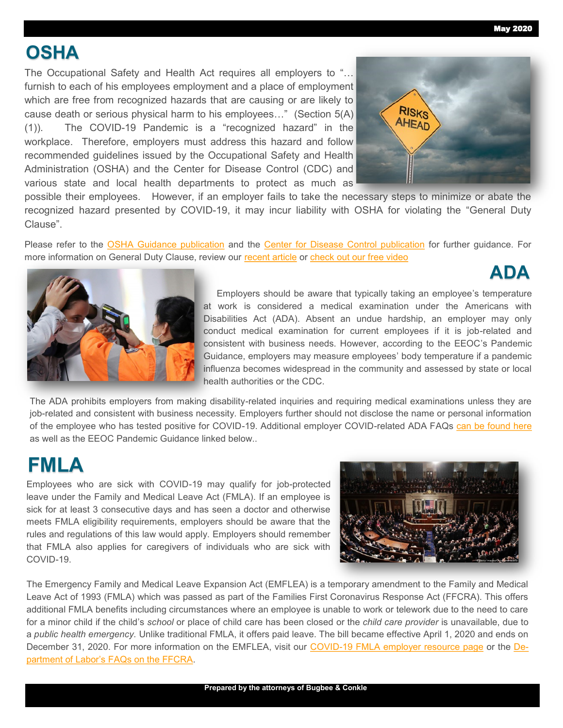# OSHA

The Occupational Safety and Health Act requires all employers to "… furnish to each of his employees employment and a place of employment which are free from recognized hazards that are causing or are likely to cause death or serious physical harm to his employees…" (Section 5(A)(1)). The COVID-19 Pandemic is a "recognized hazard" in the workplace. Therefore, employers must address this hazard and follow recommended guidelines issued by the Occupational Safety and Health Administration (OSHA) and the Center for Disease Control (CDC) and various state and local health departments to protect as much as possible their employees. However, if an employer fails to take the necessary steps to minimize or abate the recognized hazard presented by COVID-19, it may incur liability with OSHA for violating the "General Duty Clause".

Please refer to the OSHA Guidance publication and the Center for Disease Control publication for further guidance. For more information on General Duty Clause, review our recent article or check out our free video

# ADA

Employers should be aware that typically taking an employee's temperature at work is considered a medical examination under the Americans with Disabilities Act (ADA). Absent an undue hardship, an employer may only conduct medical examination for current employees if it is job-related and consistent with business needs. However, according to the EEOC's Pandemic Guidance, employers may measure employees' body temperature if a pandemic influenza becomes widespread in the community and assessed by state or local health authorities or the CDC.

The ADA prohibits employers from making disability-related inquiries and requiring medical examinations unless they are job-related and consistent with business necessity. Employers further should not disclose the name or personal information of the employee who has tested positive for COVID-19. Additional employer COVID-related ADA FAQs can be found here as well as the EEOC Pandemic Guidance linked below..

# FMLA

Employees who are sick with COVID-19 may qualify for job-protected leave under the Family and Medical Leave Act (FMLA). If an employee is sick for at least 3 consecutive days and has seen a doctor and otherwise meets FMLA eligibility requirements, employers should be aware that the rules and regulations of this law would apply. Employers should remember that FMLA also applies for caregivers of individuals who are sick with COVID-19.

The Emergency Family and Medical Leave Expansion Act (EMFLEA) is a temporary amendment to the Family and Medical Leave Act of 1993 (FMLA) which was passed as part of the Families First Coronavirus Response Act (FFCRA). This offers additional FMLA benefits including circumstances where an employee is unable to work or telework due to the need to care for a minor child if the child's *school* or place of child care has been closed or the *child care provider* is unavailable, due to a *public health emergency*. Unlike traditional FMLA, it offers paid leave. The bill became effective April 1, 2020 and ends on December 31, 2020. For more information on the EMFLEA, visit our COVID-19 FMLA employer resource page or the Department of Labor's FAQs on the FFCRA.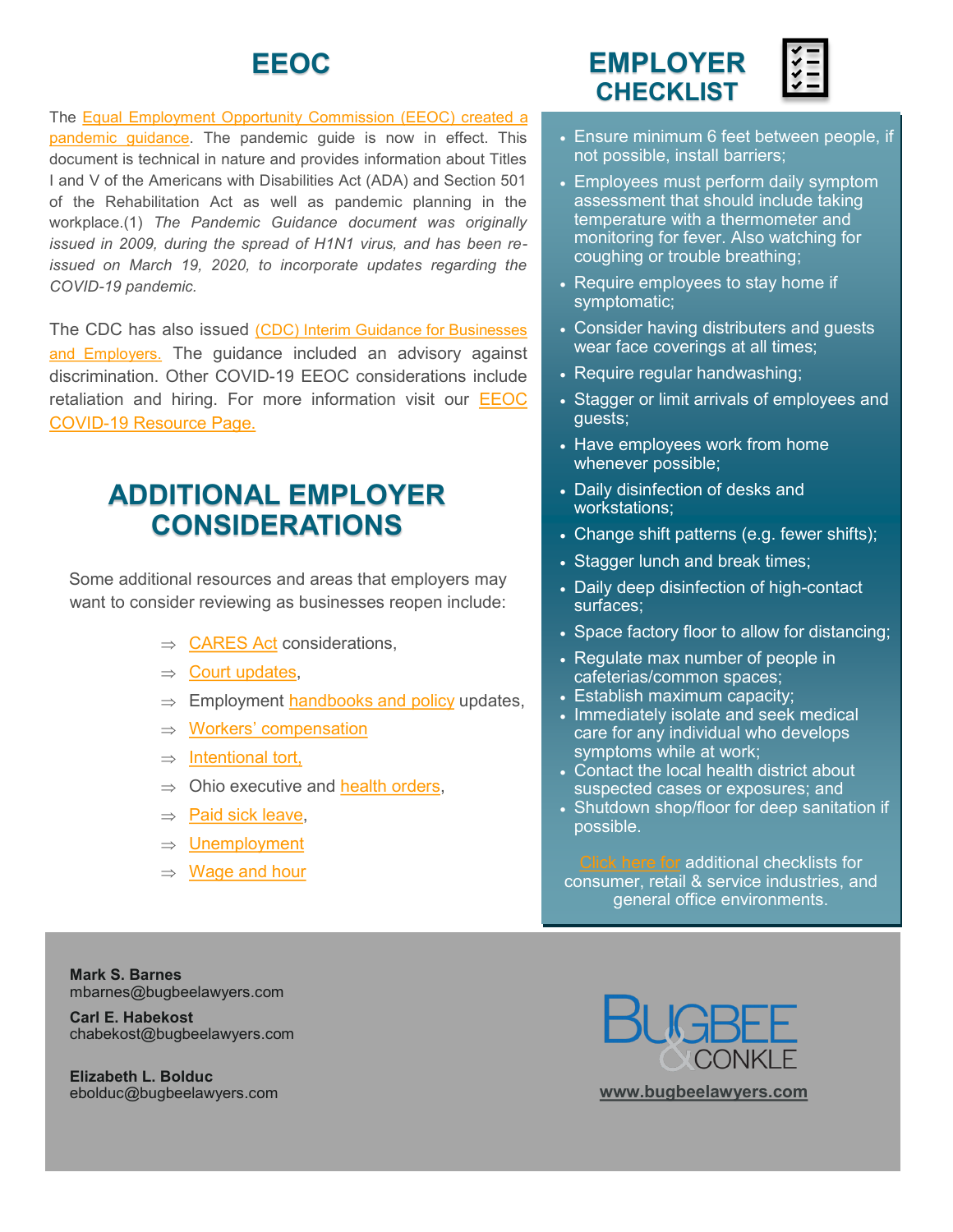## EEOC

The Equal Employment Opportunity Commission (EEOC) created a pandemic guidance. The pandemic guide is now in effect. This document is technical in nature and provides information about Titles I and V of the Americans with Disabilities Act (ADA) and Section 501 of the Rehabilitation Act as well as pandemic planning in the workplace.(1) *The Pandemic Guidance document was originally issued in 2009, during the spread of H1N1 virus, and has been re-issued on March 19, 2020, to incorporate updates regarding the COVID-19 pandemic.*

The CDC has also issued (CDC) Interim Guidance for Businesses and Employers. The guidance included an advisory against discrimination. Other COVID-19 EEOC considerations include retaliation and hiring. For more information visit our EEOC COVID-19 Resource Page.

## ADDITIONAL EMPLOYER CONSIDERATIONS

Some additional resources and areas that employers may want to consider reviewing as businesses reopen include:

⇒ CARES Act considerations,
⇒ Court updates,
⇒ Employment handbooks and policy updates,
⇒ Workers' compensation
⇒ Intentional tort,
⇒ Ohio executive and health orders,
⇒ Paid sick leave,
⇒ Unemployment
⇒ Wage and hour

## EMPLOYER CHECKLIST

- Ensure minimum 6 feet between people, if not possible, install barriers;
- Employees must perform daily symptom assessment that should include taking temperature with a thermometer and monitoring for fever. Also watching for coughing or trouble breathing;
- Require employees to stay home if symptomatic;
- Consider having distributors and guests wear face coverings at all times;
- Require regular handwashing;
- Stagger or limit arrivals of employees and guests;
- Have employees work from home whenever possible;
- Daily disinfection of desks and workstations;
- Change shift patterns (e.g. fewer shifts);
- Stagger lunch and break times;
- Daily deep disinfection of high-contact surfaces;
- Space factory floor to allow for distancing;
- Regulate max number of people in cafeterias/common spaces;
- Establish maximum capacity;
- Immediately isolate and seek medical care for any individual who develops symptoms while at work;
- Contact the local health district about suspected cases or exposures; and
- Shutdown shop/floor for deep sanitation if possible.

Click here for additional checklists for consumer, retail & service industries, and general office environments.

**Mark S. Barnes**
mbarnes@bugbeelawyers.com

**Carl E. Habekost**
chabekost@bugbeelawyers.com

**Elizabeth L. Bolduc**
ebolduc@bugbeelawyers.com

BUGBEE & CONKLE

**www.bugbeelawyers.com**